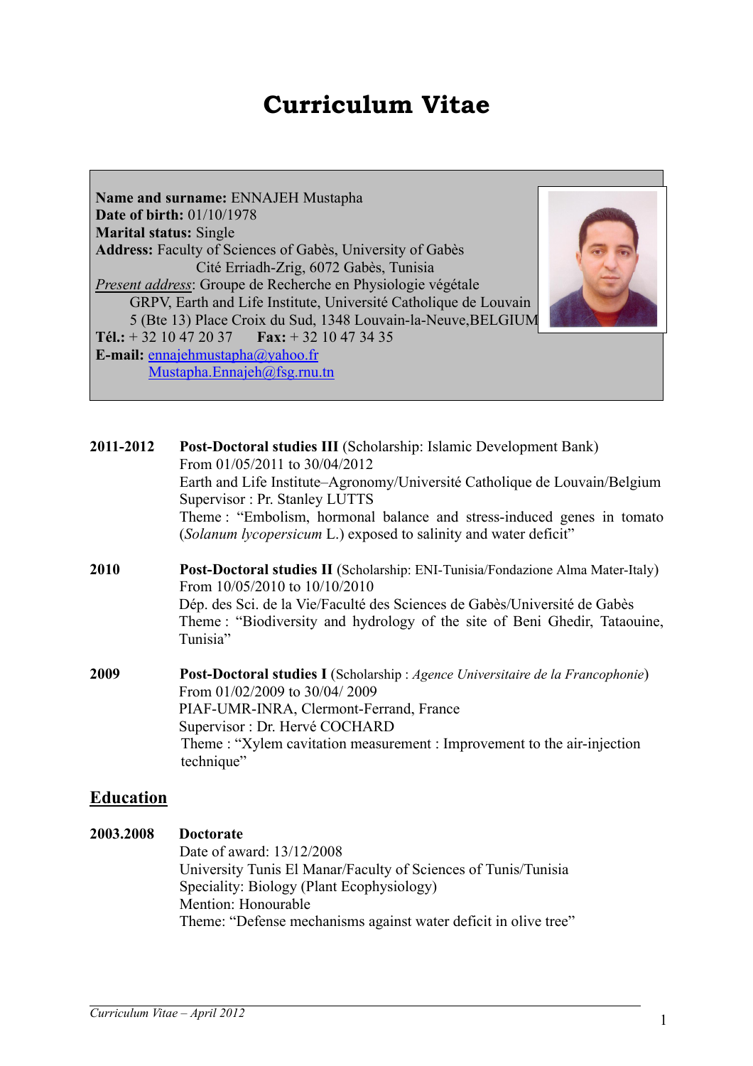# Curriculum Vitae

**Name and surname:** ENNAJEH Mustapha
**Date of birth:** 01/10/1978
**Marital status:** Single
**Address:** Faculty of Sciences of Gabès, University of Gabès
Cité Erriadh-Zrig, 6072 Gabès, Tunisia
*Present address*: Groupe de Recherche en Physiologie végétale
GRPV, Earth and Life Institute, Université Catholique de Louvain
5 (Bte 13) Place Croix du Sud, 1348 Louvain-la-Neuve,BELGIUM
**Tél.:** + 32 10 47 20 37 **Fax:** + 32 10 47 34 35
**E-mail:** ennajehmustapha@yahoo.fr
Mustapha.Ennajeh@fsg.rnu.tn

**2011-2012** **Post-Doctoral studies III** (Scholarship: Islamic Development Bank)
From 01/05/2011 to 30/04/2012
Earth and Life Institute–Agronomy/Université Catholique de Louvain/Belgium
Supervisor : Pr. Stanley LUTTS
Theme : "Embolism, hormonal balance and stress-induced genes in tomato (*Solanum lycopersicum* L.) exposed to salinity and water deficit"

**2010** **Post-Doctoral studies II** (Scholarship: ENI-Tunisia/Fondazione Alma Mater-Italy)
From 10/05/2010 to 10/10/2010
Dép. des Sci. de la Vie/Faculté des Sciences de Gabès/Université de Gabès
Theme : "Biodiversity and hydrology of the site of Beni Ghedir, Tataouine, Tunisia"

**2009** **Post-Doctoral studies I** (Scholarship : *Agence Universitaire de la Francophonie*)
From 01/02/2009 to 30/04/ 2009
PIAF-UMR-INRA, Clermont-Ferrand, France
Supervisor : Dr. Hervé COCHARD
Theme : "Xylem cavitation measurement : Improvement to the air-injection technique"

## Education

**2003.2008** **Doctorate**
Date of award: 13/12/2008
University Tunis El Manar/Faculty of Sciences of Tunis/Tunisia
Speciality: Biology (Plant Ecophysiology)
Mention: Honourable
Theme: "Defense mechanisms against water deficit in olive tree"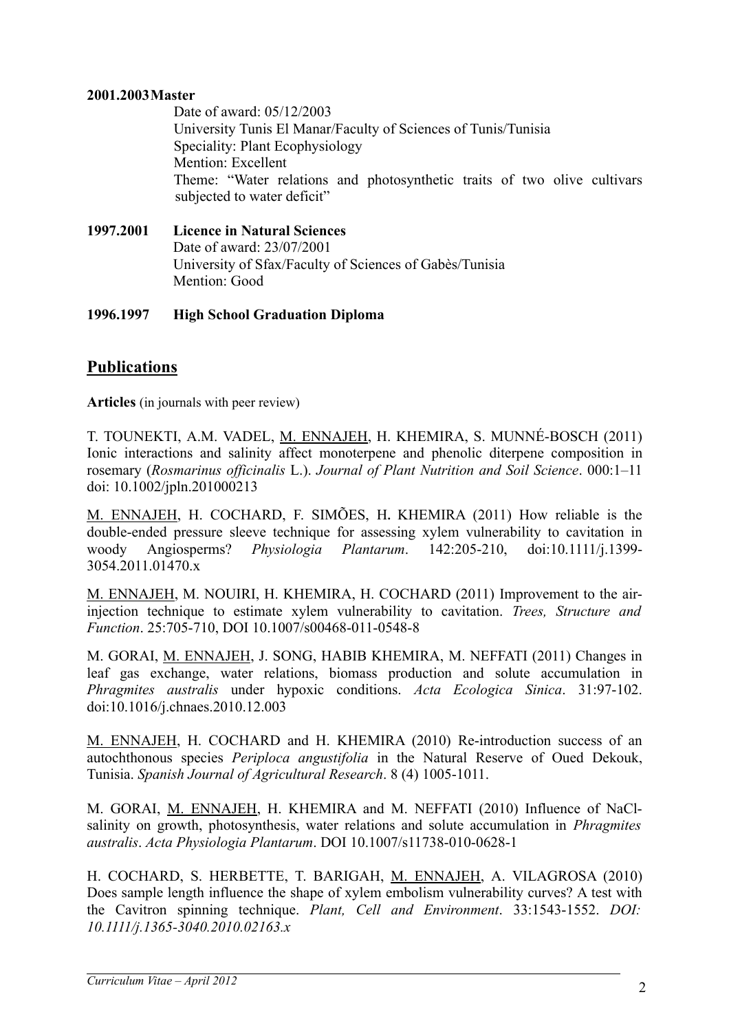**2001.2003 Master**

Date of award: 05/12/2003
University Tunis El Manar/Faculty of Sciences of Tunis/Tunisia
Speciality: Plant Ecophysiology
Mention: Excellent
Theme: "Water relations and photosynthetic traits of two olive cultivars subjected to water deficit"

**1997.2001 Licence in Natural Sciences**

Date of award: 23/07/2001
University of Sfax/Faculty of Sciences of Gabès/Tunisia
Mention: Good

**1996.1997 High School Graduation Diploma**

## Publications

**Articles** (in journals with peer review)

T. TOUNEKTI, A.M. VADEL, M. ENNAJEH, H. KHEMIRA, S. MUNNÉ-BOSCH (2011) Ionic interactions and salinity affect monoterpene and phenolic diterpene composition in rosemary (*Rosmarinus officinalis* L.). *Journal of Plant Nutrition and Soil Science*. 000:1–11 doi: 10.1002/jpln.201000213

M. ENNAJEH, H. COCHARD, F. SIMÕES, H. KHEMIRA (2011) How reliable is the double-ended pressure sleeve technique for assessing xylem vulnerability to cavitation in woody Angiosperms? *Physiologia Plantarum*. 142:205-210, doi:10.1111/j.1399-3054.2011.01470.x

M. ENNAJEH, M. NOUIRI, H. KHEMIRA, H. COCHARD (2011) Improvement to the air-injection technique to estimate xylem vulnerability to cavitation. *Trees, Structure and Function*. 25:705-710, DOI 10.1007/s00468-011-0548-8

M. GORAI, M. ENNAJEH, J. SONG, HABIB KHEMIRA, M. NEFFATI (2011) Changes in leaf gas exchange, water relations, biomass production and solute accumulation in *Phragmites australis* under hypoxic conditions. *Acta Ecologica Sinica*. 31:97-102. doi:10.1016/j.chnaes.2010.12.003

M. ENNAJEH, H. COCHARD and H. KHEMIRA (2010) Re-introduction success of an autochthonous species *Periploca angustifolia* in the Natural Reserve of Oued Dekouk, Tunisia. *Spanish Journal of Agricultural Research*. 8 (4) 1005-1011.

M. GORAI, M. ENNAJEH, H. KHEMIRA and M. NEFFATI (2010) Influence of NaCl-salinity on growth, photosynthesis, water relations and solute accumulation in *Phragmites australis*. *Acta Physiologia Plantarum*. DOI 10.1007/s11738-010-0628-1

H. COCHARD, S. HERBETTE, T. BARIGAH, M. ENNAJEH, A. VILAGROSA (2010) Does sample length influence the shape of xylem embolism vulnerability curves? A test with the Cavitron spinning technique. *Plant, Cell and Environment*. 33:1543-1552. *DOI: 10.1111/j.1365-3040.2010.02163.x*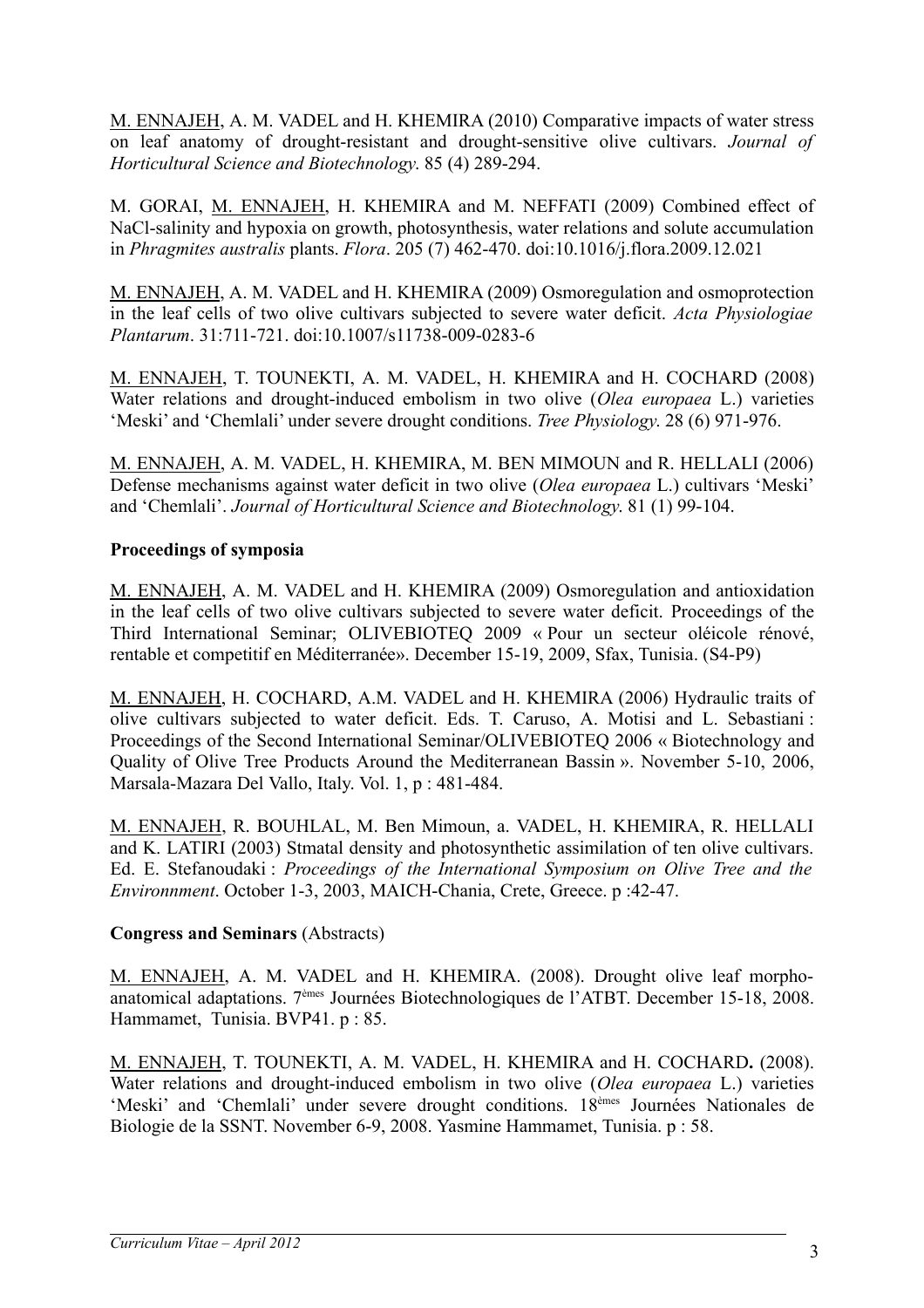M. ENNAJEH, A. M. VADEL and H. KHEMIRA (2010) Comparative impacts of water stress on leaf anatomy of drought-resistant and drought-sensitive olive cultivars. *Journal of Horticultural Science and Biotechnology*. 85 (4) 289-294.

M. GORAI, M. ENNAJEH, H. KHEMIRA and M. NEFFATI (2009) Combined effect of NaCl-salinity and hypoxia on growth, photosynthesis, water relations and solute accumulation in *Phragmites australis* plants. *Flora*. 205 (7) 462-470. doi:10.1016/j.flora.2009.12.021

M. ENNAJEH, A. M. VADEL and H. KHEMIRA (2009) Osmoregulation and osmoprotection in the leaf cells of two olive cultivars subjected to severe water deficit. *Acta Physiologiae Plantarum*. 31:711-721. doi:10.1007/s11738-009-0283-6

M. ENNAJEH, T. TOUNEKTI, A. M. VADEL, H. KHEMIRA and H. COCHARD (2008) Water relations and drought-induced embolism in two olive (*Olea europaea* L.) varieties 'Meski' and 'Chemlali' under severe drought conditions. *Tree Physiology*. 28 (6) 971-976.

M. ENNAJEH, A. M. VADEL, H. KHEMIRA, M. BEN MIMOUN and R. HELLALI (2006) Defense mechanisms against water deficit in two olive (*Olea europaea* L.) cultivars 'Meski' and 'Chemlali'. *Journal of Horticultural Science and Biotechnology*. 81 (1) 99-104.

**Proceedings of symposia**

M. ENNAJEH, A. M. VADEL and H. KHEMIRA (2009) Osmoregulation and antioxidation in the leaf cells of two olive cultivars subjected to severe water deficit. Proceedings of the Third International Seminar; OLIVEBIOTEQ 2009 « Pour un secteur oléicole rénové, rentable et competitif en Méditerranée». December 15-19, 2009, Sfax, Tunisia. (S4-P9)

M. ENNAJEH, H. COCHARD, A.M. VADEL and H. KHEMIRA (2006) Hydraulic traits of olive cultivars subjected to water deficit. Eds. T. Caruso, A. Motisi and L. Sebastiani : Proceedings of the Second International Seminar/OLIVEBIOTEQ 2006 « Biotechnology and Quality of Olive Tree Products Around the Mediterranean Bassin ». November 5-10, 2006, Marsala-Mazara Del Vallo, Italy. Vol. 1, p : 481-484.

M. ENNAJEH, R. BOUHLAL, M. Ben Mimoun, a. VADEL, H. KHEMIRA, R. HELLALI and K. LATIRI (2003) Stmatal density and photosynthetic assimilation of ten olive cultivars. Ed. E. Stefanoudaki : *Proceedings of the International Symposium on Olive Tree and the Environnment*. October 1-3, 2003, MAICH-Chania, Crete, Greece. p :42-47.

**Congress and Seminars** (Abstracts)

M. ENNAJEH, A. M. VADEL and H. KHEMIRA. (2008). Drought olive leaf morpho-anatomical adaptations. 7èmes Journées Biotechnologiques de l'ATBT. December 15-18, 2008. Hammamet, Tunisia. BVP41. p : 85.

M. ENNAJEH, T. TOUNEKTI, A. M. VADEL, H. KHEMIRA and H. COCHARD**.** (2008). Water relations and drought-induced embolism in two olive (*Olea europaea* L.) varieties 'Meski' and 'Chemlali' under severe drought conditions. 18èmes Journées Nationales de Biologie de la SSNT. November 6-9, 2008. Yasmine Hammamet, Tunisia. p : 58.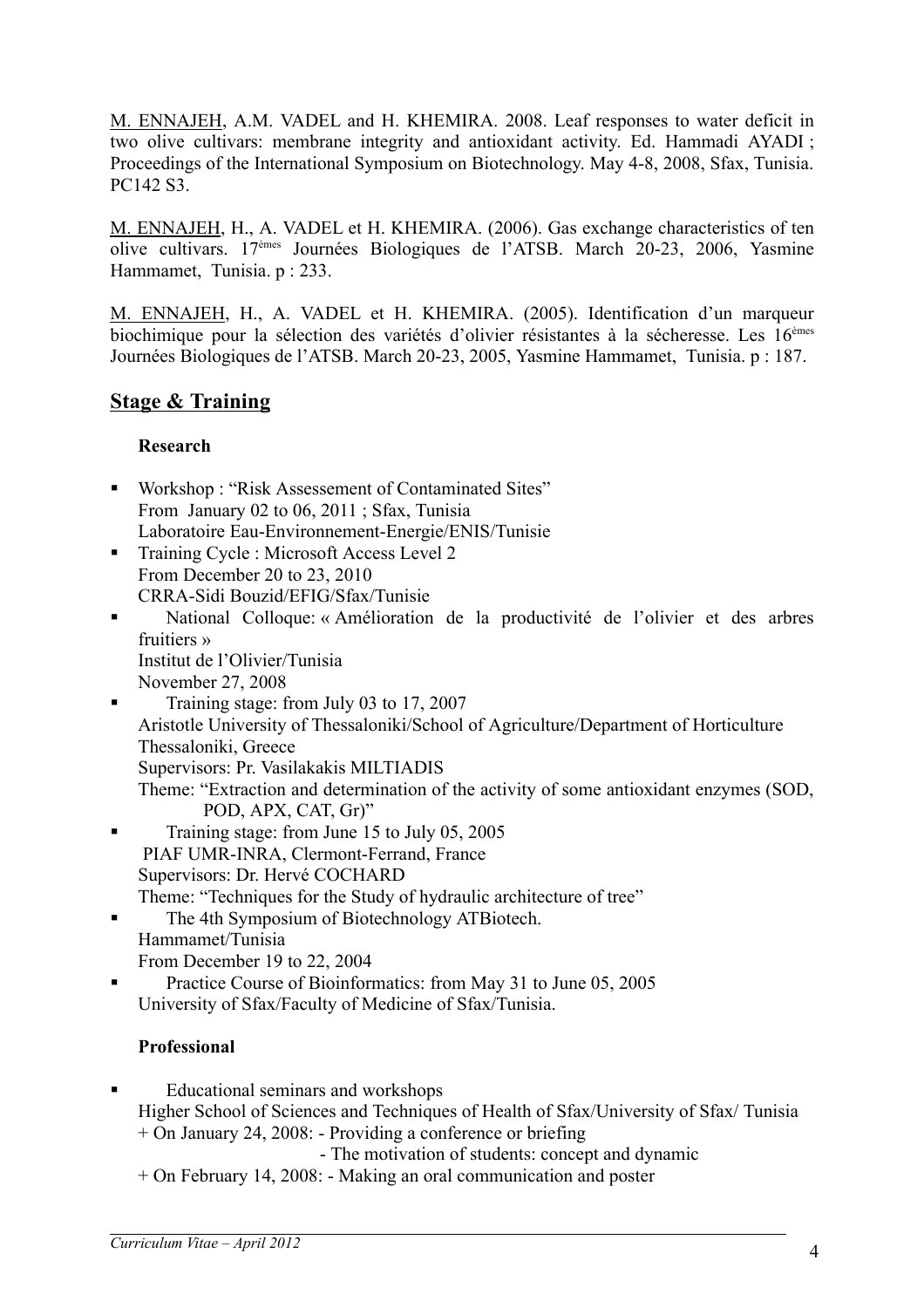M. ENNAJEH, A.M. VADEL and H. KHEMIRA. 2008. Leaf responses to water deficit in two olive cultivars: membrane integrity and antioxidant activity. Ed. Hammadi AYADI ; Proceedings of the International Symposium on Biotechnology. May 4-8, 2008, Sfax, Tunisia. PC142 S3.

M. ENNAJEH, H., A. VADEL et H. KHEMIRA. (2006). Gas exchange characteristics of ten olive cultivars. 17[èmes] Journées Biologiques de l'ATSB. March 20-23, 2006, Yasmine Hammamet, Tunisia. p : 233.

M. ENNAJEH, H., A. VADEL et H. KHEMIRA. (2005). Identification d'un marqueur biochimique pour la sélection des variétés d'olivier résistantes à la sécheresse. Les 16[èmes] Journées Biologiques de l'ATSB. March 20-23, 2005, Yasmine Hammamet, Tunisia. p : 187.

## Stage & Training

**Research**

- Workshop : "Risk Assessement of Contaminated Sites"
  From January 02 to 06, 2011 ; Sfax, Tunisia
  Laboratoire Eau-Environnement-Energie/ENIS/Tunisie
- Training Cycle : Microsoft Access Level 2
  From December 20 to 23, 2010
  CRRA-Sidi Bouzid/EFIG/Sfax/Tunisie
- National Colloque: « Amélioration de la productivité de l'olivier et des arbres fruitiers »
  Institut de l'Olivier/Tunisia
  November 27, 2008
- Training stage: from July 03 to 17, 2007
  Aristotle University of Thessaloniki/School of Agriculture/Department of Horticulture
  Thessaloniki, Greece
  Supervisors: Pr. Vasilakakis MILTIADIS
  Theme: "Extraction and determination of the activity of some antioxidant enzymes (SOD, POD, APX, CAT, Gr)"
- Training stage: from June 15 to July 05, 2005
  PIAF UMR-INRA, Clermont-Ferrand, France
  Supervisors: Dr. Hervé COCHARD
  Theme: "Techniques for the Study of hydraulic architecture of tree"
- The 4th Symposium of Biotechnology ATBiotech.
  Hammamet/Tunisia
  From December 19 to 22, 2004
- Practice Course of Bioinformatics: from May 31 to June 05, 2005
  University of Sfax/Faculty of Medicine of Sfax/Tunisia.

**Professional**

- Educational seminars and workshops
  Higher School of Sciences and Techniques of Health of Sfax/University of Sfax/ Tunisia
  + On January 24, 2008: - Providing a conference or briefing
  - The motivation of students: concept and dynamic
  + On February 14, 2008: - Making an oral communication and poster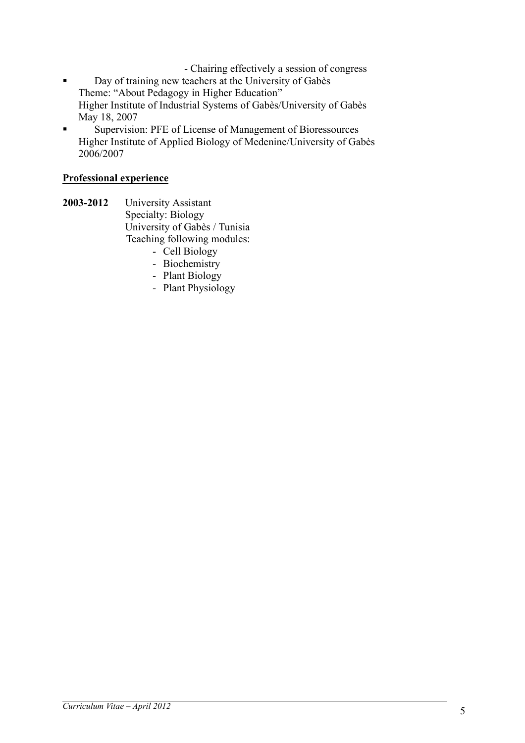- Chairing effectively a session of congress

- Day of training new teachers at the University of Gabès
  Theme: "About Pedagogy in Higher Education"
  Higher Institute of Industrial Systems of Gabès/University of Gabès
  May 18, 2007
- Supervision: PFE of License of Management of Bioressources
  Higher Institute of Applied Biology of Medenine/University of Gabès
  2006/2007

## Professional experience

**2003-2012** University Assistant
Specialty: Biology
University of Gabès / Tunisia
Teaching following modules:

- Cell Biology
- Biochemistry
- Plant Biology
- Plant Physiology